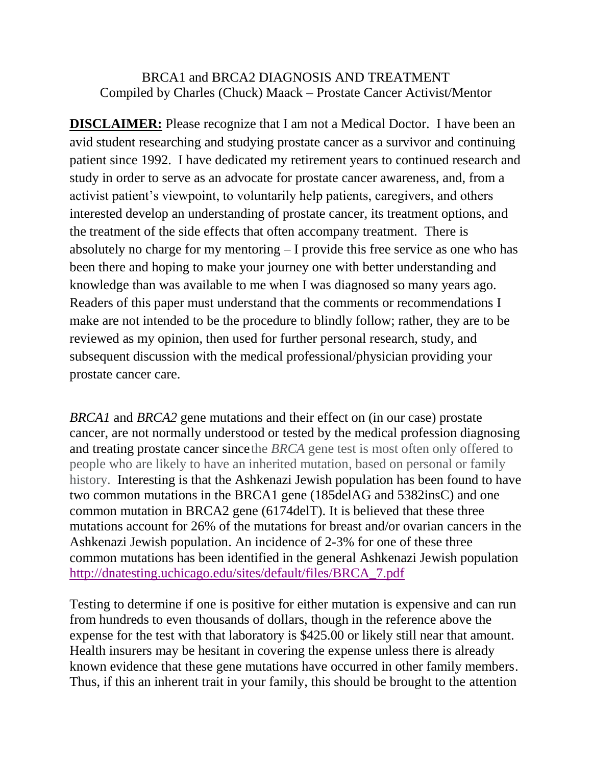BRCA1 and BRCA2 DIAGNOSIS AND TREATMENT
Compiled by Charles (Chuck) Maack – Prostate Cancer Activist/Mentor

**DISCLAIMER:** Please recognize that I am not a Medical Doctor. I have been an avid student researching and studying prostate cancer as a survivor and continuing patient since 1992. I have dedicated my retirement years to continued research and study in order to serve as an advocate for prostate cancer awareness, and, from a activist patient's viewpoint, to voluntarily help patients, caregivers, and others interested develop an understanding of prostate cancer, its treatment options, and the treatment of the side effects that often accompany treatment. There is absolutely no charge for my mentoring – I provide this free service as one who has been there and hoping to make your journey one with better understanding and knowledge than was available to me when I was diagnosed so many years ago. Readers of this paper must understand that the comments or recommendations I make are not intended to be the procedure to blindly follow; rather, they are to be reviewed as my opinion, then used for further personal research, study, and subsequent discussion with the medical professional/physician providing your prostate cancer care.

*BRCA1* and *BRCA2* gene mutations and their effect on (in our case) prostate cancer, are not normally understood or tested by the medical profession diagnosing and treating prostate cancer since the *BRCA* gene test is most often only offered to people who are likely to have an inherited mutation, based on personal or family history. Interesting is that the Ashkenazi Jewish population has been found to have two common mutations in the BRCA1 gene (185delAG and 5382insC) and one common mutation in BRCA2 gene (6174delT). It is believed that these three mutations account for 26% of the mutations for breast and/or ovarian cancers in the Ashkenazi Jewish population. An incidence of 2-3% for one of these three common mutations has been identified in the general Ashkenazi Jewish population http://dnatesting.uchicago.edu/sites/default/files/BRCA_7.pdf

Testing to determine if one is positive for either mutation is expensive and can run from hundreds to even thousands of dollars, though in the reference above the expense for the test with that laboratory is $425.00 or likely still near that amount. Health insurers may be hesitant in covering the expense unless there is already known evidence that these gene mutations have occurred in other family members. Thus, if this an inherent trait in your family, this should be brought to the attention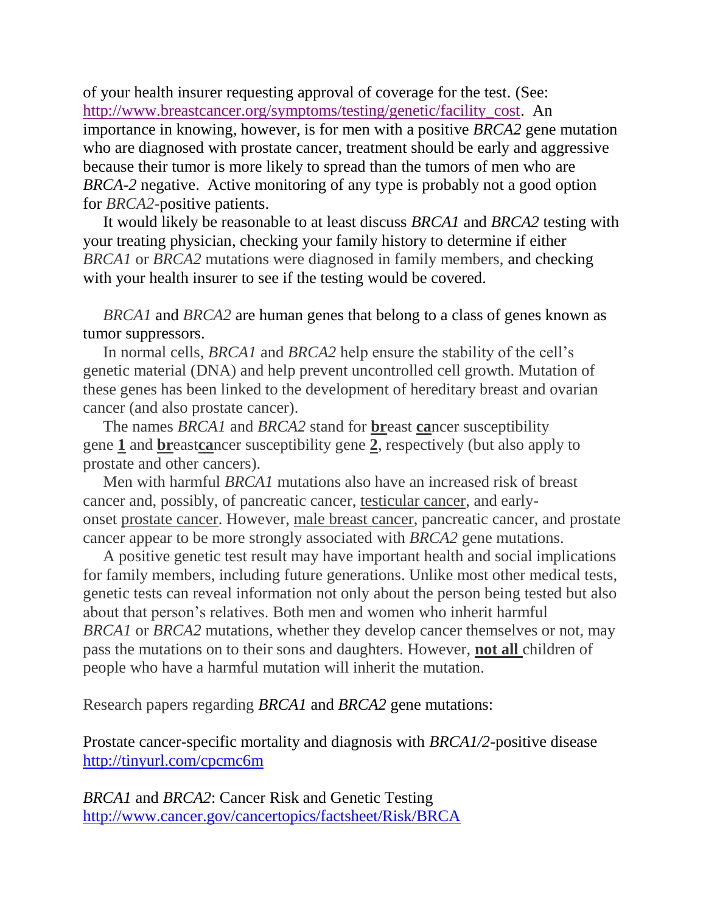of your health insurer requesting approval of coverage for the test. (See: http://www.breastcancer.org/symptoms/testing/genetic/facility_cost. An importance in knowing, however, is for men with a positive *BRCA2* gene mutation who are diagnosed with prostate cancer, treatment should be early and aggressive because their tumor is more likely to spread than the tumors of men who are *BRCA-2* negative. Active monitoring of any type is probably not a good option for *BRCA2*-positive patients.

It would likely be reasonable to at least discuss *BRCA1* and *BRCA2* testing with your treating physician, checking your family history to determine if either *BRCA1* or *BRCA2* mutations were diagnosed in family members, and checking with your health insurer to see if the testing would be covered.

*BRCA1* and *BRCA2* are human genes that belong to a class of genes known as tumor suppressors.

In normal cells, *BRCA1* and *BRCA2* help ensure the stability of the cell's genetic material (DNA) and help prevent uncontrolled cell growth. Mutation of these genes has been linked to the development of hereditary breast and ovarian cancer (and also prostate cancer).

The names *BRCA1* and *BRCA2* stand for **br**east **ca**ncer susceptibility gene **1** and **br**east**ca**ncer susceptibility gene **2**, respectively (but also apply to prostate and other cancers).

Men with harmful *BRCA1* mutations also have an increased risk of breast cancer and, possibly, of pancreatic cancer, testicular cancer, and early-onset prostate cancer. However, male breast cancer, pancreatic cancer, and prostate cancer appear to be more strongly associated with *BRCA2* gene mutations.

A positive genetic test result may have important health and social implications for family members, including future generations. Unlike most other medical tests, genetic tests can reveal information not only about the person being tested but also about that person's relatives. Both men and women who inherit harmful *BRCA1* or *BRCA2* mutations, whether they develop cancer themselves or not, may pass the mutations on to their sons and daughters. However, **not all** children of people who have a harmful mutation will inherit the mutation.

Research papers regarding *BRCA1* and *BRCA2* gene mutations:

Prostate cancer-specific mortality and diagnosis with *BRCA1/2*-positive disease
http://tinyurl.com/cpcmc6m

*BRCA1* and *BRCA2*: Cancer Risk and Genetic Testing
http://www.cancer.gov/cancertopics/factsheet/Risk/BRCA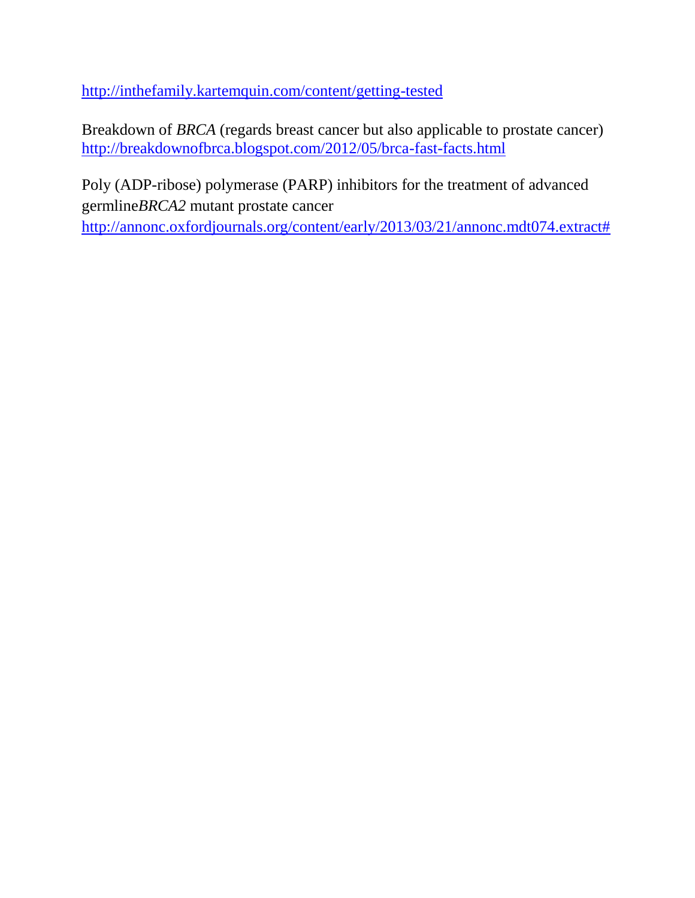http://inthefamily.kartemquin.com/content/getting-tested

Breakdown of *BRCA* (regards breast cancer but also applicable to prostate cancer)
http://breakdownofbrca.blogspot.com/2012/05/brca-fast-facts.html

Poly (ADP-ribose) polymerase (PARP) inhibitors for the treatment of advanced germline*BRCA2* mutant prostate cancer
http://annonc.oxfordjournals.org/content/early/2013/03/21/annonc.mdt074.extract#